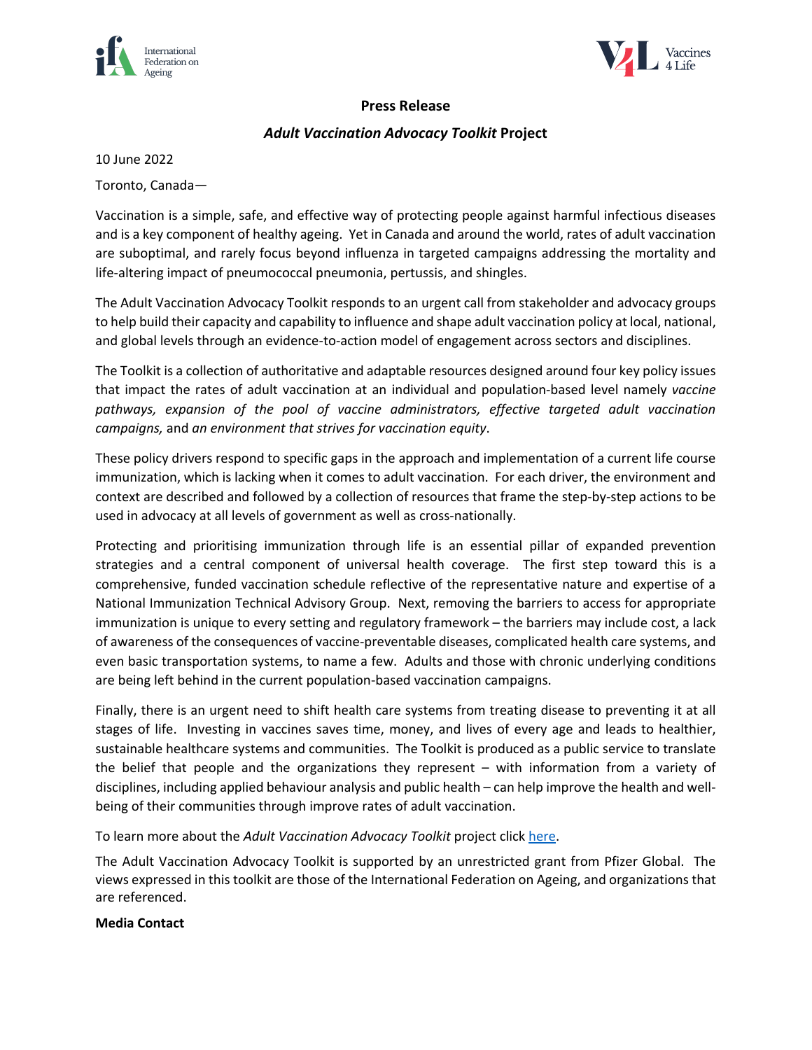**Press Release**

***Adult Vaccination Advocacy Toolkit* Project**

10 June 2022

Toronto, Canada—

Vaccination is a simple, safe, and effective way of protecting people against harmful infectious diseases and is a key component of healthy ageing. Yet in Canada and around the world, rates of adult vaccination are suboptimal, and rarely focus beyond influenza in targeted campaigns addressing the mortality and life-altering impact of pneumococcal pneumonia, pertussis, and shingles.

The Adult Vaccination Advocacy Toolkit responds to an urgent call from stakeholder and advocacy groups to help build their capacity and capability to influence and shape adult vaccination policy at local, national, and global levels through an evidence-to-action model of engagement across sectors and disciplines.

The Toolkit is a collection of authoritative and adaptable resources designed around four key policy issues that impact the rates of adult vaccination at an individual and population-based level namely *vaccine pathways, expansion of the pool of vaccine administrators, effective targeted adult vaccination campaigns,* and *an environment that strives for vaccination equity*.

These policy drivers respond to specific gaps in the approach and implementation of a current life course immunization, which is lacking when it comes to adult vaccination. For each driver, the environment and context are described and followed by a collection of resources that frame the step-by-step actions to be used in advocacy at all levels of government as well as cross-nationally.

Protecting and prioritising immunization through life is an essential pillar of expanded prevention strategies and a central component of universal health coverage. The first step toward this is a comprehensive, funded vaccination schedule reflective of the representative nature and expertise of a National Immunization Technical Advisory Group. Next, removing the barriers to access for appropriate immunization is unique to every setting and regulatory framework – the barriers may include cost, a lack of awareness of the consequences of vaccine-preventable diseases, complicated health care systems, and even basic transportation systems, to name a few. Adults and those with chronic underlying conditions are being left behind in the current population-based vaccination campaigns.

Finally, there is an urgent need to shift health care systems from treating disease to preventing it at all stages of life. Investing in vaccines saves time, money, and lives of every age and leads to healthier, sustainable healthcare systems and communities. The Toolkit is produced as a public service to translate the belief that people and the organizations they represent – with information from a variety of disciplines, including applied behaviour analysis and public health – can help improve the health and well-being of their communities through improve rates of adult vaccination.

To learn more about the *Adult Vaccination Advocacy Toolkit* project click here.

The Adult Vaccination Advocacy Toolkit is supported by an unrestricted grant from Pfizer Global. The views expressed in this toolkit are those of the International Federation on Ageing, and organizations that are referenced.

**Media Contact**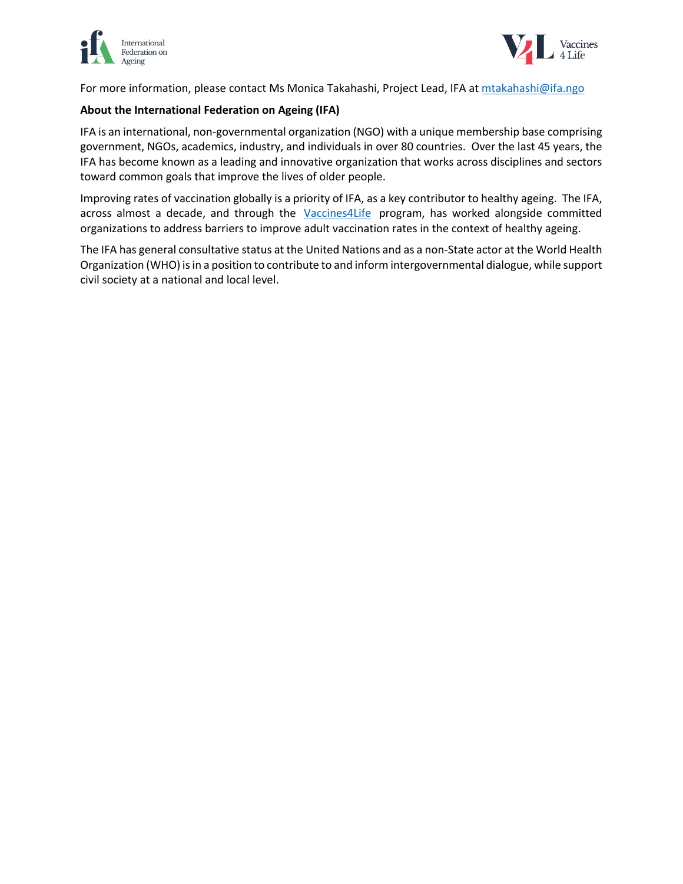For more information, please contact Ms Monica Takahashi, Project Lead, IFA at mtakahashi@ifa.ngo

**About the International Federation on Ageing (IFA)**

IFA is an international, non-governmental organization (NGO) with a unique membership base comprising government, NGOs, academics, industry, and individuals in over 80 countries. Over the last 45 years, the IFA has become known as a leading and innovative organization that works across disciplines and sectors toward common goals that improve the lives of older people.

Improving rates of vaccination globally is a priority of IFA, as a key contributor to healthy ageing. The IFA, across almost a decade, and through the Vaccines4Life program, has worked alongside committed organizations to address barriers to improve adult vaccination rates in the context of healthy ageing.

The IFA has general consultative status at the United Nations and as a non-State actor at the World Health Organization (WHO) is in a position to contribute to and inform intergovernmental dialogue, while support civil society at a national and local level.